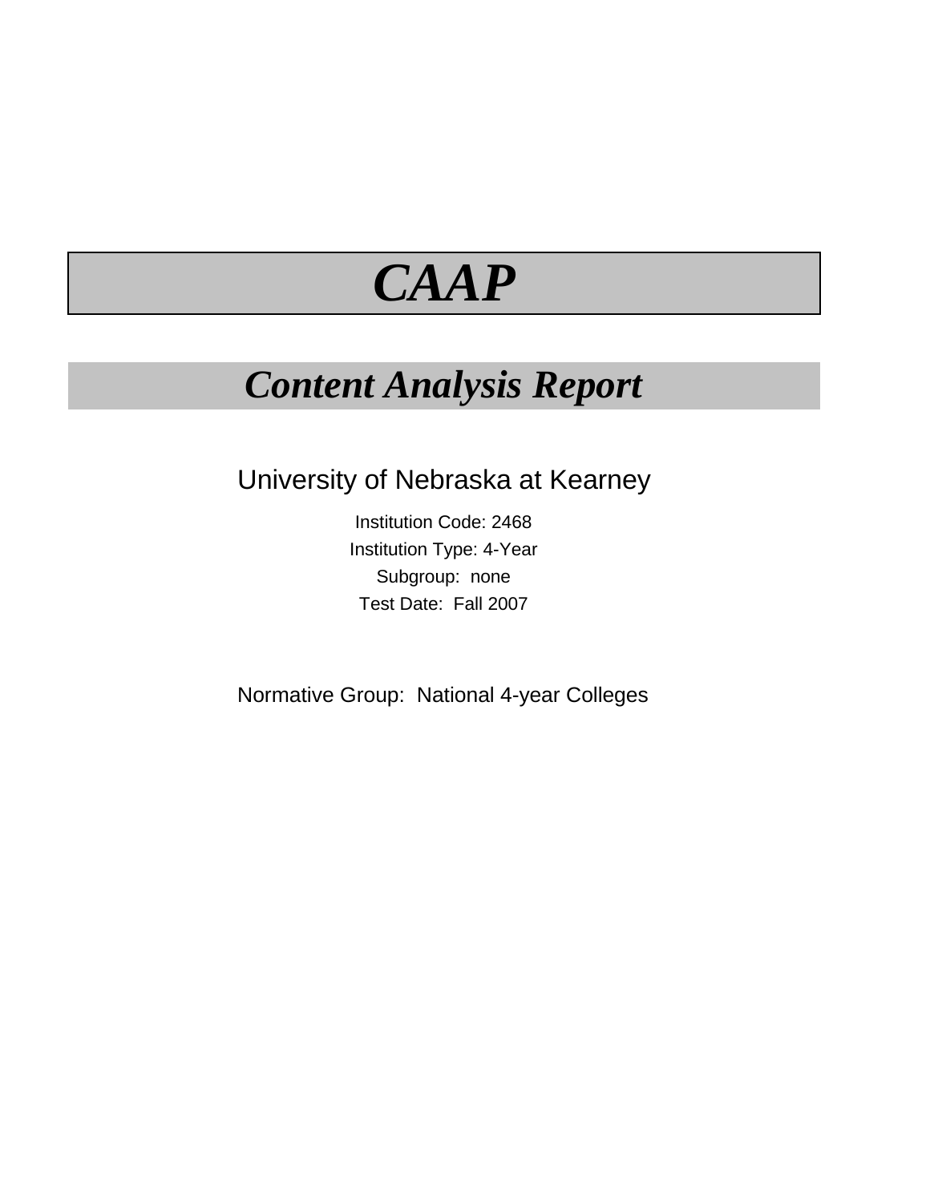# *CAAP*

## *Content Analysis Report*

University of Nebraska at Kearney

Institution Code: 2468

Institution Type: 4-Year

Subgroup: none

Test Date: Fall 2007

Normative Group: National 4-year Colleges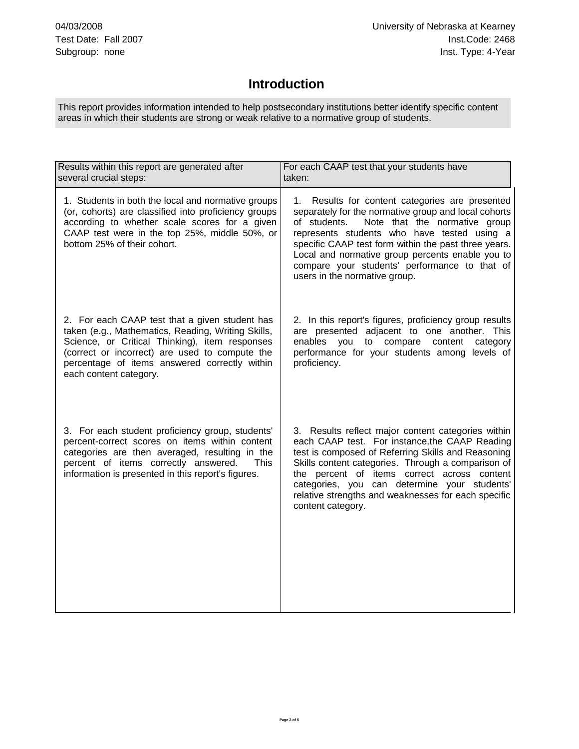04/03/2008
Test Date: Fall 2007
Subgroup: none

University of Nebraska at Kearney
Inst.Code: 2468
Inst. Type: 4-Year

# Introduction

This report provides information intended to help postsecondary institutions better identify specific content areas in which their students are strong or weak relative to a normative group of students.

| Results within this report are generated after several crucial steps: | For each CAAP test that your students have taken: |
| --- | --- |
| 1. Students in both the local and normative groups (or, cohorts) are classified into proficiency groups according to whether scale scores for a given CAAP test were in the top 25%, middle 50%, or bottom 25% of their cohort. | 1. Results for content categories are presented separately for the normative group and local cohorts of students. Note that the normative group represents students who have tested using a specific CAAP test form within the past three years. Local and normative group percents enable you to compare your students' performance to that of users in the normative group. |
| 2. For each CAAP test that a given student has taken (e.g., Mathematics, Reading, Writing Skills, Science, or Critical Thinking), item responses (correct or incorrect) are used to compute the percentage of items answered correctly within each content category. | 2. In this report's figures, proficiency group results are presented adjacent to one another. This enables you to compare content category performance for your students among levels of proficiency. |
| 3. For each student proficiency group, students' percent-correct scores on items within content categories are then averaged, resulting in the percent of items correctly answered. This information is presented in this report's figures. | 3. Results reflect major content categories within each CAAP test. For instance,the CAAP Reading test is composed of Referring Skills and Reasoning Skills content categories. Through a comparison of the percent of items correct across content categories, you can determine your students' relative strengths and weaknesses for each specific content category. |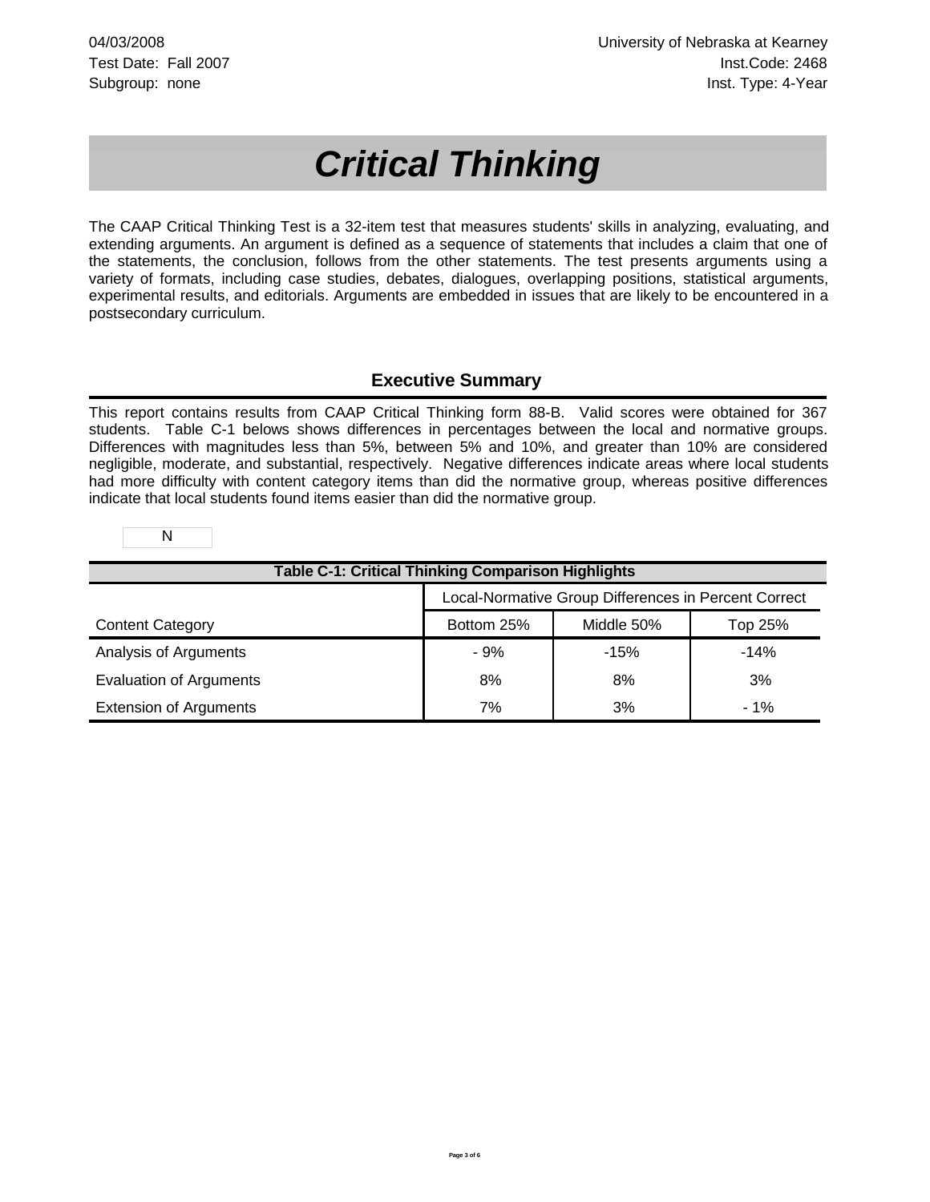04/03/2008
Test Date: Fall 2007
Subgroup: none

University of Nebraska at Kearney
Inst.Code: 2468
Inst. Type: 4-Year

# *Critical Thinking*

The CAAP Critical Thinking Test is a 32-item test that measures students' skills in analyzing, evaluating, and extending arguments. An argument is defined as a sequence of statements that includes a claim that one of the statements, the conclusion, follows from the other statements. The test presents arguments using a variety of formats, including case studies, debates, dialogues, overlapping positions, statistical arguments, experimental results, and editorials. Arguments are embedded in issues that are likely to be encountered in a postsecondary curriculum.

## Executive Summary

This report contains results from CAAP Critical Thinking form 88-B. Valid scores were obtained for 367 students. Table C-1 belows shows differences in percentages between the local and normative groups. Differences with magnitudes less than 5%, between 5% and 10%, and greater than 10% are considered negligible, moderate, and substantial, respectively. Negative differences indicate areas where local students had more difficulty with content category items than did the normative group, whereas positive differences indicate that local students found items easier than did the normative group.

N

**Table C-1: Critical Thinking Comparison Highlights**

| | Local-Normative Group Differences in Percent Correct | | |
|---|---|---|---|
| Content Category | Bottom 25% | Middle 50% | Top 25% |
| Analysis of Arguments | - 9% | -15% | -14% |
| Evaluation of Arguments | 8% | 8% | 3% |
| Extension of Arguments | 7% | 3% | - 1% |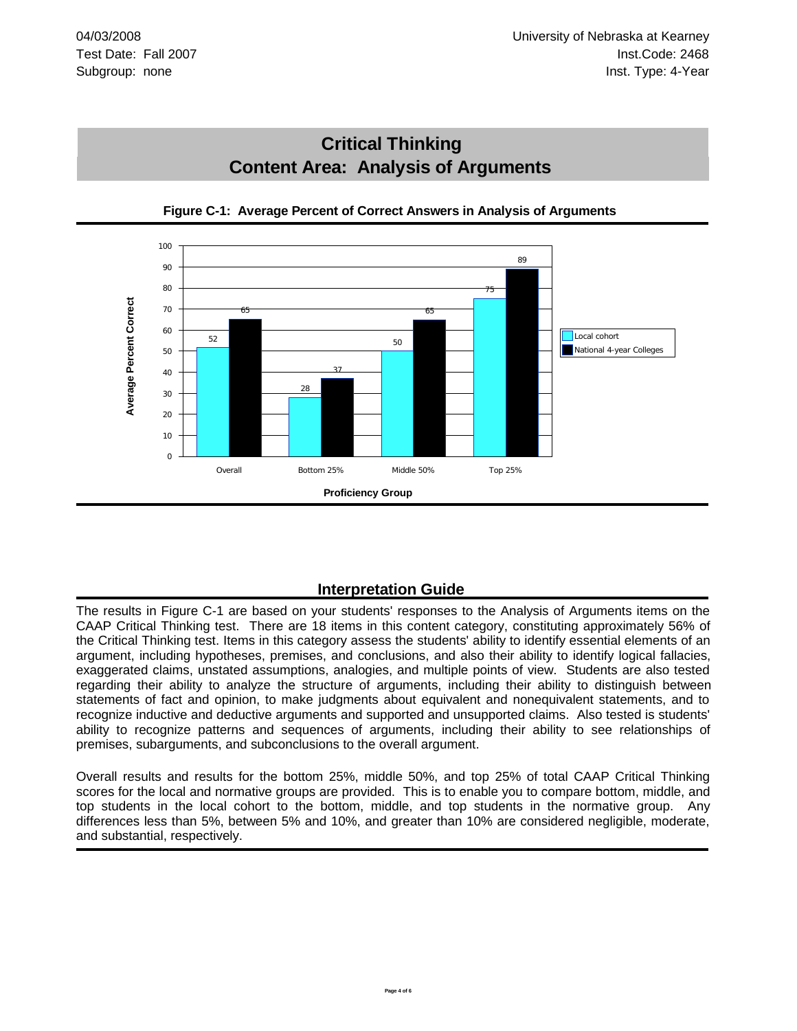04/03/2008 University of Nebraska at Kearney
Test Date: Fall 2007 Inst.Code: 2468
Subgroup: none Inst. Type: 4-Year

# Critical Thinking
## Content Area: Analysis of Arguments

**Figure C-1: Average Percent of Correct Answers in Analysis of Arguments**

| Proficiency Group | Local cohort | National 4-year Colleges |
|---|---|---|
| Overall | 52 | 65 |
| Bottom 25% | 28 | 37 |
| Middle 50% | 50 | 65 |
| Top 25% | 75 | 89 |

## Interpretation Guide

The results in Figure C-1 are based on your students' responses to the Analysis of Arguments items on the CAAP Critical Thinking test. There are 18 items in this content category, constituting approximately 56% of the Critical Thinking test. Items in this category assess the students' ability to identify essential elements of an argument, including hypotheses, premises, and conclusions, and also their ability to identify logical fallacies, exaggerated claims, unstated assumptions, analogies, and multiple points of view. Students are also tested regarding their ability to analyze the structure of arguments, including their ability to distinguish between statements of fact and opinion, to make judgments about equivalent and nonequivalent statements, and to recognize inductive and deductive arguments and supported and unsupported claims. Also tested is students' ability to recognize patterns and sequences of arguments, including their ability to see relationships of premises, subarguments, and subconclusions to the overall argument.

Overall results and results for the bottom 25%, middle 50%, and top 25% of total CAAP Critical Thinking scores for the local and normative groups are provided. This is to enable you to compare bottom, middle, and top students in the local cohort to the bottom, middle, and top students in the normative group. Any differences less than 5%, between 5% and 10%, and greater than 10% are considered negligible, moderate, and substantial, respectively.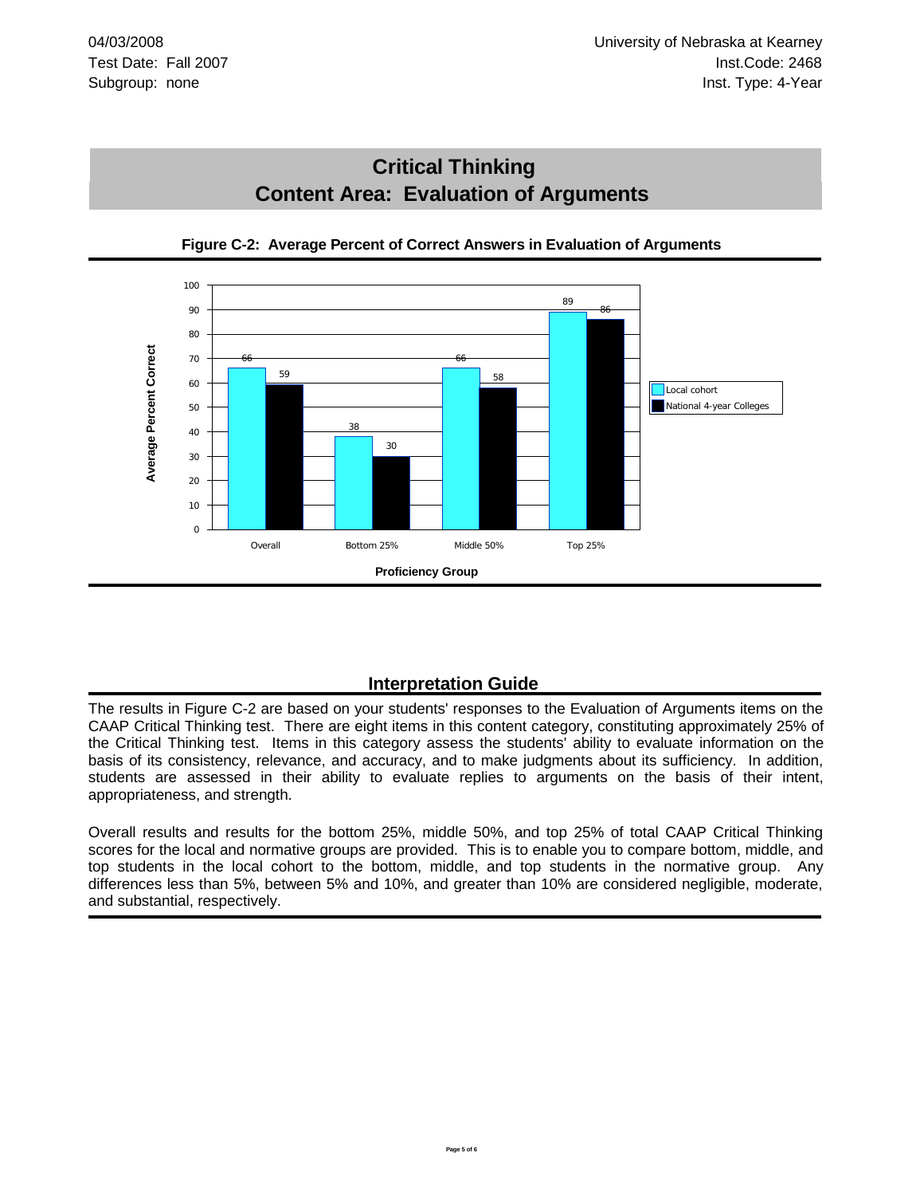04/03/2008
Test Date: Fall 2007
Subgroup: none

University of Nebraska at Kearney
Inst.Code: 2468
Inst. Type: 4-Year

# Critical Thinking
# Content Area: Evaluation of Arguments

**Figure C-2: Average Percent of Correct Answers in Evaluation of Arguments**

| Proficiency Group | Local cohort | National 4-year Colleges |
|---|---|---|
| Overall | 66 | 59 |
| Bottom 25% | 38 | 30 |
| Middle 50% | 66 | 58 |
| Top 25% | 89 | 86 |

## Interpretation Guide

The results in Figure C-2 are based on your students' responses to the Evaluation of Arguments items on the CAAP Critical Thinking test. There are eight items in this content category, constituting approximately 25% of the Critical Thinking test. Items in this category assess the students' ability to evaluate information on the basis of its consistency, relevance, and accuracy, and to make judgments about its sufficiency. In addition, students are assessed in their ability to evaluate replies to arguments on the basis of their intent, appropriateness, and strength.

Overall results and results for the bottom 25%, middle 50%, and top 25% of total CAAP Critical Thinking scores for the local and normative groups are provided. This is to enable you to compare bottom, middle, and top students in the local cohort to the bottom, middle, and top students in the normative group. Any differences less than 5%, between 5% and 10%, and greater than 10% are considered negligible, moderate, and substantial, respectively.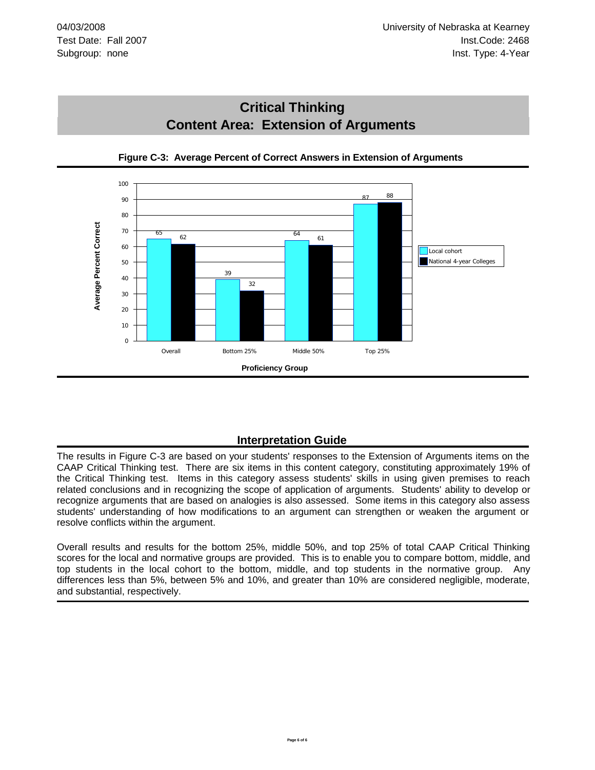04/03/2008
Test Date: Fall 2007
Subgroup: none

University of Nebraska at Kearney
Inst.Code: 2468
Inst. Type: 4-Year

# Critical Thinking
# Content Area: Extension of Arguments

**Figure C-3: Average Percent of Correct Answers in Extension of Arguments**

Average Percent Correct

100
90
80
70
60
50
40
30
20
10
0

65 62
39 32
64 61
87 88

Overall
Bottom 25%
Middle 50%
Top 25%

Proficiency Group

Local cohort
National 4-year Colleges

## Interpretation Guide

The results in Figure C-3 are based on your students' responses to the Extension of Arguments items on the CAAP Critical Thinking test. There are six items in this content category, constituting approximately 19% of the Critical Thinking test. Items in this category assess students' skills in using given premises to reach related conclusions and in recognizing the scope of application of arguments. Students' ability to develop or recognize arguments that are based on analogies is also assessed. Some items in this category also assess students' understanding of how modifications to an argument can strengthen or weaken the argument or resolve conflicts within the argument.

Overall results and results for the bottom 25%, middle 50%, and top 25% of total CAAP Critical Thinking scores for the local and normative groups are provided. This is to enable you to compare bottom, middle, and top students in the local cohort to the bottom, middle, and top students in the normative group. Any differences less than 5%, between 5% and 10%, and greater than 10% are considered negligible, moderate, and substantial, respectively.